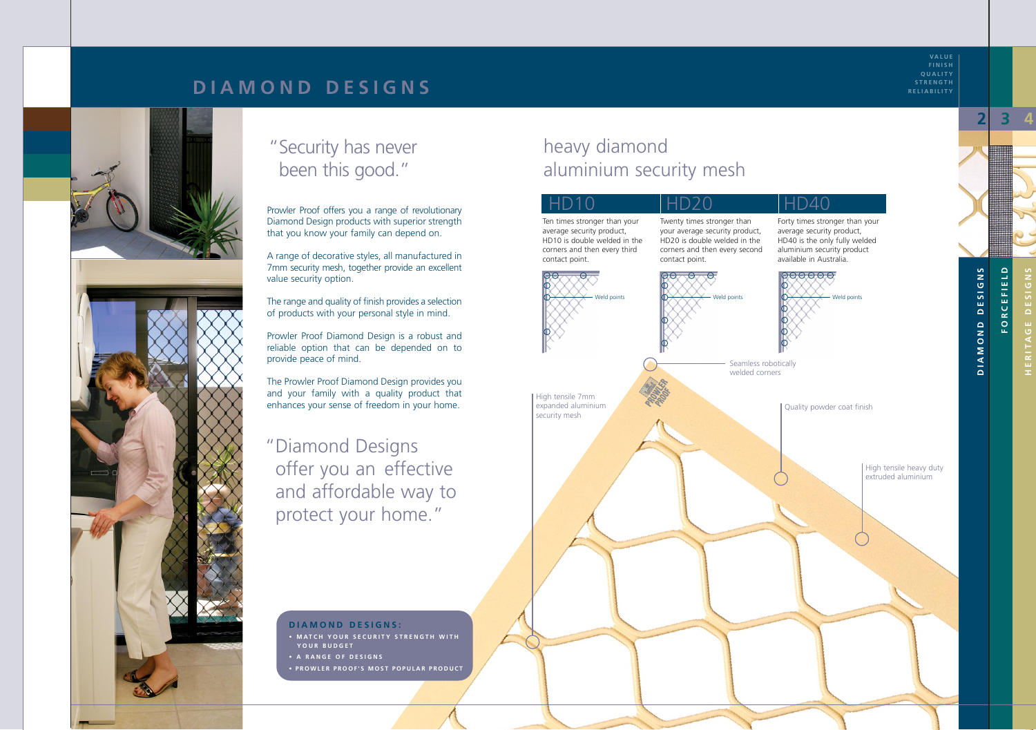# DIAMOND DESIGNS

VALUE
FINISH
QUALITY
STRENGTH
RELIABILITY

"Security has never been this good."

Prowler Proof offers you a range of revolutionary Diamond Design products with superior strength that you know your family can depend on.

A range of decorative styles, all manufactured in 7mm security mesh, together provide an excellent value security option.

The range and quality of finish provides a selection of products with your personal style in mind.

Prowler Proof Diamond Design is a robust and reliable option that can be depended on to provide peace of mind.

The Prowler Proof Diamond Design provides you and your family with a quality product that enhances your sense of freedom in your home.

"Diamond Designs offer you an effective and affordable way to protect your home."

**DIAMOND DESIGNS:**

- **MATCH YOUR SECURITY STRENGTH WITH YOUR BUDGET**
- **A RANGE OF DESIGNS**
- **PROWLER PROOF'S MOST POPULAR PRODUCT**

## heavy diamond aluminium security mesh

### HD10

Ten times stronger than your average security product, HD10 is double welded in the corners and then every third contact point.

Weld points

### HD20

Twenty times stronger than your average security product, HD20 is double welded in the corners and then every second contact point.

Weld points

### HD40

Forty times stronger than your average security product, HD40 is the only fully welded aluminium security product available in Australia.

Weld points

Seamless robotically welded corners

High tensile 7mm expanded aluminium security mesh

Quality powder coat finish

High tensile heavy duty extruded aluminium

PROWLER PROOF

2 3 4

DIAMOND DESIGNS

FORCEFIELD

HERITAGE DESIGNS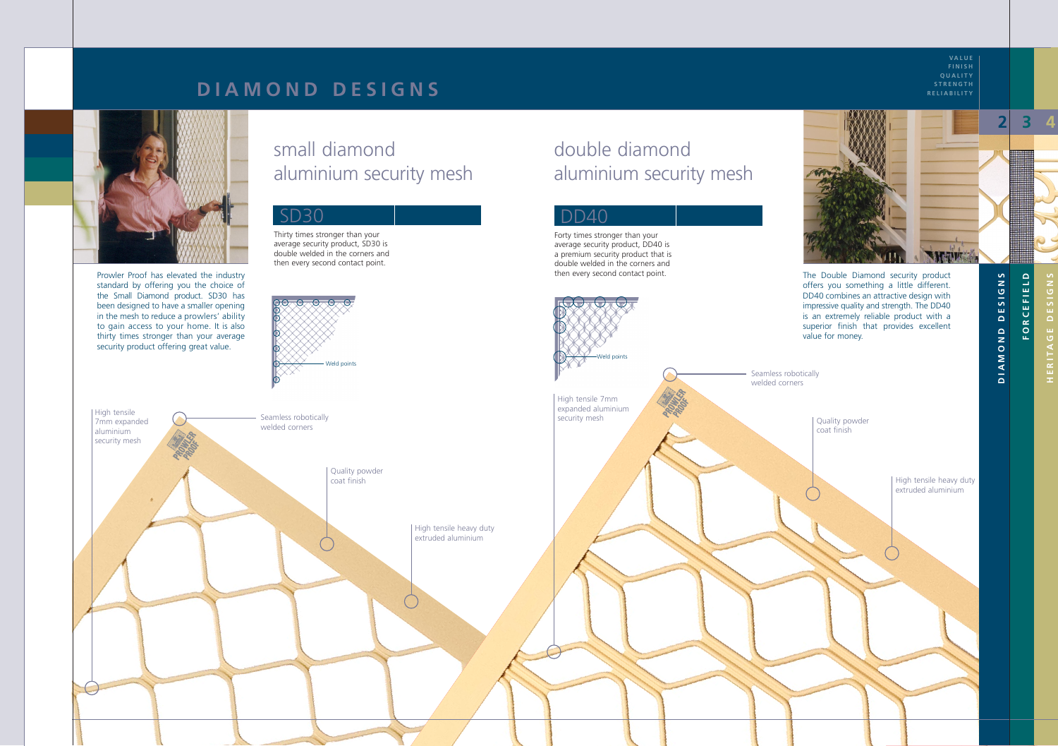# DIAMOND DESIGNS

VALUE
FINISH
QUALITY
STRENGTH
RELIABILITY

Prowler Proof has elevated the industry standard by offering you the choice of the Small Diamond product. SD30 has been designed to have a smaller opening in the mesh to reduce a prowlers' ability to gain access to your home. It is also thirty times stronger than your average security product offering great value.

## small diamond aluminium security mesh

### SD30

Thirty times stronger than your average security product, SD30 is double welded in the corners and then every second contact point.

Weld points

High tensile 7mm expanded aluminium security mesh

Seamless robotically welded corners

Quality powder coat finish

High tensile heavy duty extruded aluminium

## double diamond aluminium security mesh

### DD40

Forty times stronger than your average security product, DD40 is a premium security product that is double welded in the corners and then every second contact point.

Weld points

High tensile 7mm expanded aluminium security mesh

The Double Diamond security product offers you something a little different. DD40 combines an attractive design with impressive quality and strength. The DD40 is an extremely reliable product with a superior finish that provides excellent value for money.

Seamless robotically welded corners

Quality powder coat finish

High tensile heavy duty extruded aluminium

2 DIAMOND DESIGNS | 3 FORCEFIELD | 4 HERITAGE DESIGNS